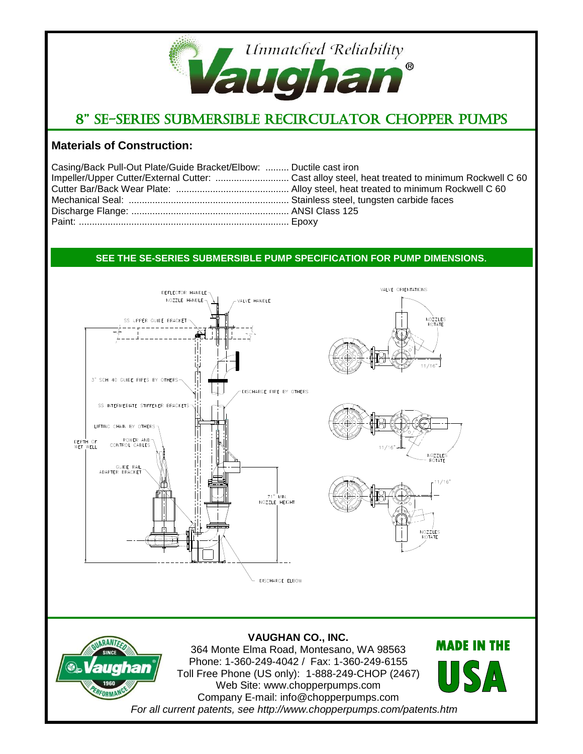Unmatched Reliability

Vaughan®

# 8" SE-SERIES SUBMERSIBLE RECIRCULATOR CHOPPER PUMPS

## Materials of Construction:

| | |
|---|---|
| Casing/Back Pull-Out Plate/Guide Bracket/Elbow: | Ductile cast iron |
| Impeller/Upper Cutter/External Cutter: | Cast alloy steel, heat treated to minimum Rockwell C 60 |
| Cutter Bar/Back Wear Plate: | Alloy steel, heat treated to minimum Rockwell C 60 |
| Mechanical Seal: | Stainless steel, tungsten carbide faces |
| Discharge Flange: | ANSI Class 125 |
| Paint: | Epoxy |

**SEE THE SE-SERIES SUBMERSIBLE PUMP SPECIFICATION FOR PUMP DIMENSIONS.**

DEFLECTOR HANDLE
NOZZLE HANDLE
VALVE HANDLE
SS UPPER GUIDE BRACKET
3" SCH 40 GUIDE PIPES BY OTHERS
DISCHARGE PIPE BY OTHERS
SS INTERMEDIATE STIFFENER BRACKETS
LIFTING CHAIN BY OTHERS
POWER AND CONTROL CABLES
DEPTH OF WET WELL
GUIDE RAIL ADAPTER BRACKET
71" MIN NOZZLE HEIGHT
DISCHARGE ELBOW

VALVE ORIENTATIONS
NOZZLES ROTATE
11/16"
NOZZLES ROTATE
11/16"
11/16"
NOZZLES ROTATE

**VAUGHAN CO., INC.**
364 Monte Elma Road, Montesano, WA 98563
Phone: 1-360-249-4042 / Fax: 1-360-249-6155
Toll Free Phone (US only): 1-888-249-CHOP (2467)
Web Site: www.chopperpumps.com
Company E-mail: info@chopperpumps.com

*For all current patents, see http://www.chopperpumps.com/patents.htm*

GUARANTEED PERFORMANCE SINCE 1960 Vaughan®

MADE IN THE USA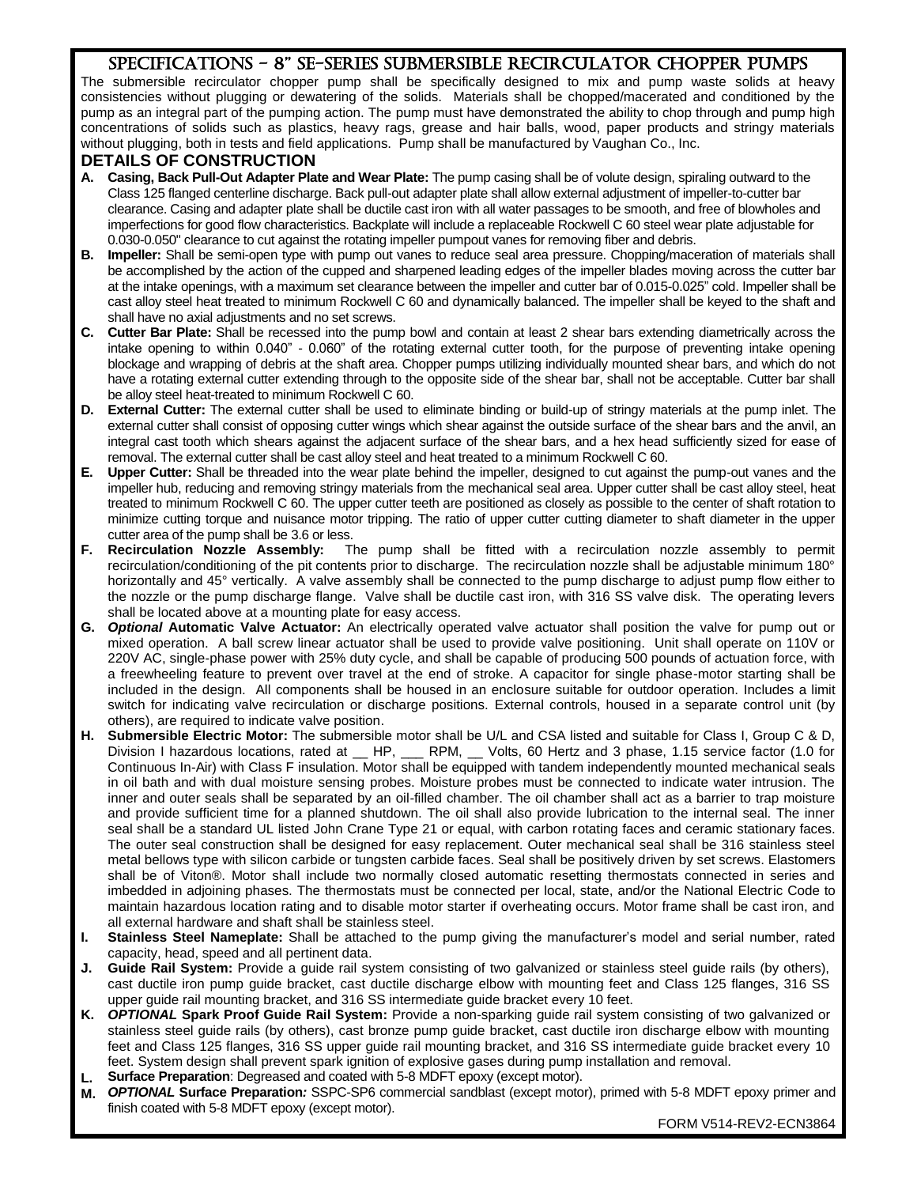# SPECIFICATIONS – 8" SE-SERIES SUBMERSIBLE RECIRCULATOR CHOPPER PUMPS

The submersible recirculator chopper pump shall be specifically designed to mix and pump waste solids at heavy consistencies without plugging or dewatering of the solids. Materials shall be chopped/macerated and conditioned by the pump as an integral part of the pumping action. The pump must have demonstrated the ability to chop through and pump high concentrations of solids such as plastics, heavy rags, grease and hair balls, wood, paper products and stringy materials without plugging, both in tests and field applications. Pump shall be manufactured by Vaughan Co., Inc.

## DETAILS OF CONSTRUCTION

**A. Casing, Back Pull-Out Adapter Plate and Wear Plate:** The pump casing shall be of volute design, spiraling outward to the Class 125 flanged centerline discharge. Back pull-out adapter plate shall allow external adjustment of impeller-to-cutter bar clearance. Casing and adapter plate shall be ductile cast iron with all water passages to be smooth, and free of blowholes and imperfections for good flow characteristics. Backplate will include a replaceable Rockwell C 60 steel wear plate adjustable for 0.030-0.050" clearance to cut against the rotating impeller pumpout vanes for removing fiber and debris.

**B. Impeller:** Shall be semi-open type with pump out vanes to reduce seal area pressure. Chopping/maceration of materials shall be accomplished by the action of the cupped and sharpened leading edges of the impeller blades moving across the cutter bar at the intake openings, with a maximum set clearance between the impeller and cutter bar of 0.015-0.025" cold. Impeller shall be cast alloy steel heat treated to minimum Rockwell C 60 and dynamically balanced. The impeller shall be keyed to the shaft and shall have no axial adjustments and no set screws.

**C. Cutter Bar Plate:** Shall be recessed into the pump bowl and contain at least 2 shear bars extending diametrically across the intake opening to within 0.040" - 0.060" of the rotating external cutter tooth, for the purpose of preventing intake opening blockage and wrapping of debris at the shaft area. Chopper pumps utilizing individually mounted shear bars, and which do not have a rotating external cutter extending through to the opposite side of the shear bar, shall not be acceptable. Cutter bar shall be alloy steel heat-treated to minimum Rockwell C 60.

**D. External Cutter:** The external cutter shall be used to eliminate binding or build-up of stringy materials at the pump inlet. The external cutter shall consist of opposing cutter wings which shear against the outside surface of the shear bars and the anvil, an integral cast tooth which shears against the adjacent surface of the shear bars, and a hex head sufficiently sized for ease of removal. The external cutter shall be cast alloy steel and heat treated to a minimum Rockwell C 60.

**E. Upper Cutter:** Shall be threaded into the wear plate behind the impeller, designed to cut against the pump-out vanes and the impeller hub, reducing and removing stringy materials from the mechanical seal area. Upper cutter shall be cast alloy steel, heat treated to minimum Rockwell C 60. The upper cutter teeth are positioned as closely as possible to the center of shaft rotation to minimize cutting torque and nuisance motor tripping. The ratio of upper cutter cutting diameter to shaft diameter in the upper cutter area of the pump shall be 3.6 or less.

**F. Recirculation Nozzle Assembly:** The pump shall be fitted with a recirculation nozzle assembly to permit recirculation/conditioning of the pit contents prior to discharge. The recirculation nozzle shall be adjustable minimum 180° horizontally and 45° vertically. A valve assembly shall be connected to the pump discharge to adjust pump flow either to the nozzle or the pump discharge flange. Valve shall be ductile cast iron, with 316 SS valve disk. The operating levers shall be located above at a mounting plate for easy access.

**G. *Optional* Automatic Valve Actuator:** An electrically operated valve actuator shall position the valve for pump out or mixed operation. A ball screw linear actuator shall be used to provide valve positioning. Unit shall operate on 110V or 220V AC, single-phase power with 25% duty cycle, and shall be capable of producing 500 pounds of actuation force, with a freewheeling feature to prevent over travel at the end of stroke. A capacitor for single phase-motor starting shall be included in the design. All components shall be housed in an enclosure suitable for outdoor operation. Includes a limit switch for indicating valve recirculation or discharge positions. External controls, housed in a separate control unit (by others), are required to indicate valve position.

**H. Submersible Electric Motor:** The submersible motor shall be U/L and CSA listed and suitable for Class I, Group C & D, Division I hazardous locations, rated at __ HP, ___ RPM, __ Volts, 60 Hertz and 3 phase, 1.15 service factor (1.0 for Continuous In-Air) with Class F insulation. Motor shall be equipped with tandem independently mounted mechanical seals in oil bath and with dual moisture sensing probes. Moisture probes must be connected to indicate water intrusion. The inner and outer seals shall be separated by an oil-filled chamber. The oil chamber shall act as a barrier to trap moisture and provide sufficient time for a planned shutdown. The oil shall also provide lubrication to the internal seal. The inner seal shall be a standard UL listed John Crane Type 21 or equal, with carbon rotating faces and ceramic stationary faces. The outer seal construction shall be designed for easy replacement. Outer mechanical seal shall be 316 stainless steel metal bellows type with silicon carbide or tungsten carbide faces. Seal shall be positively driven by set screws. Elastomers shall be of Viton®. Motor shall include two normally closed automatic resetting thermostats connected in series and imbedded in adjoining phases. The thermostats must be connected per local, state, and/or the National Electric Code to maintain hazardous location rating and to disable motor starter if overheating occurs. Motor frame shall be cast iron, and all external hardware and shaft shall be stainless steel.

**I. Stainless Steel Nameplate:** Shall be attached to the pump giving the manufacturer's model and serial number, rated capacity, head, speed and all pertinent data.

**J. Guide Rail System:** Provide a guide rail system consisting of two galvanized or stainless steel guide rails (by others), cast ductile iron pump guide bracket, cast ductile discharge elbow with mounting feet and Class 125 flanges, 316 SS upper guide rail mounting bracket, and 316 SS intermediate guide bracket every 10 feet.

**K. *OPTIONAL* Spark Proof Guide Rail System:** Provide a non-sparking guide rail system consisting of two galvanized or stainless steel guide rails (by others), cast bronze pump guide bracket, cast ductile iron discharge elbow with mounting feet and Class 125 flanges, 316 SS upper guide rail mounting bracket, and 316 SS intermediate guide bracket every 10 feet. System design shall prevent spark ignition of explosive gases during pump installation and removal.

**L. Surface Preparation**: Degreased and coated with 5-8 MDFT epoxy (except motor).

**M. *OPTIONAL* Surface Preparation***:* SSPC-SP6 commercial sandblast (except motor), primed with 5-8 MDFT epoxy primer and finish coated with 5-8 MDFT epoxy (except motor).

FORM V514-REV2-ECN3864